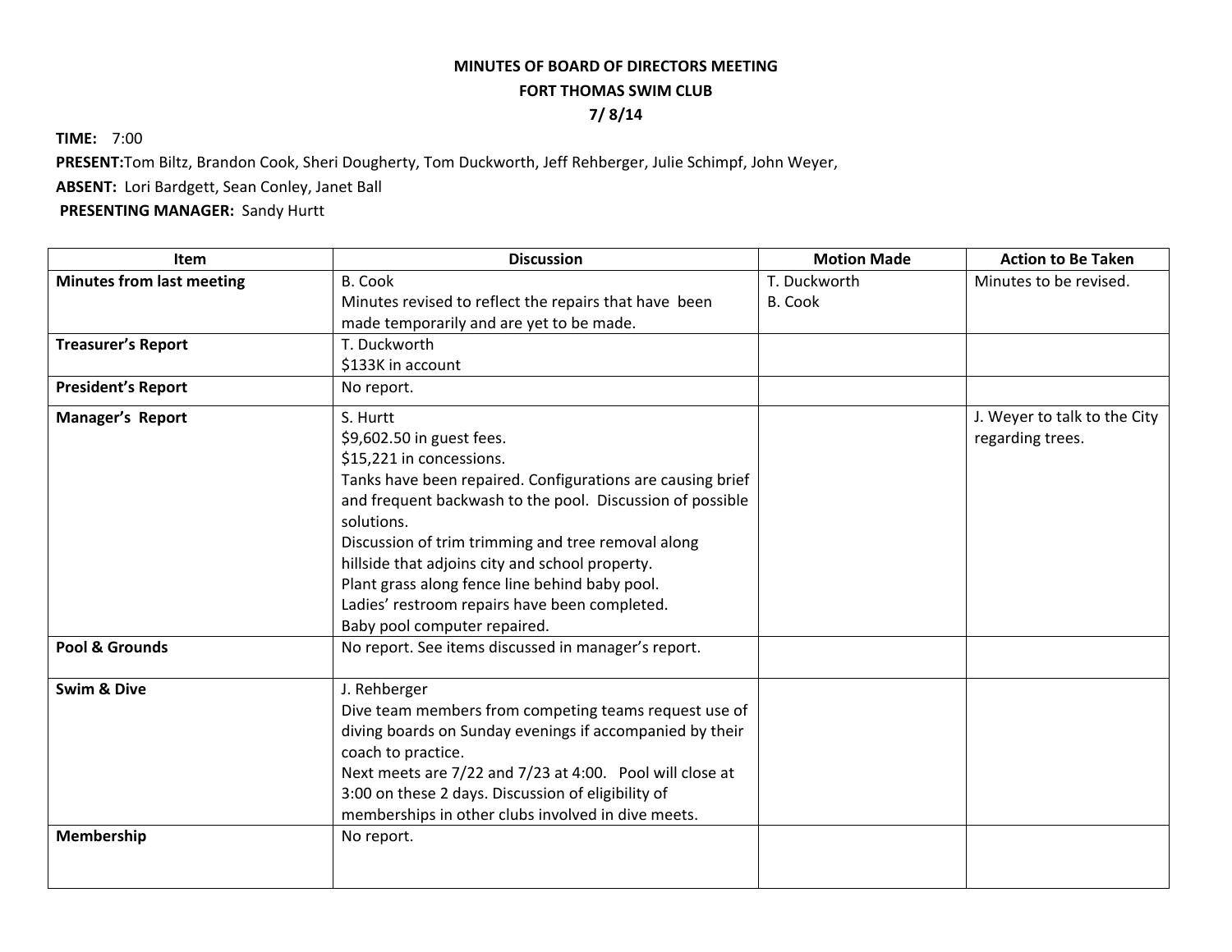**MINUTES OF BOARD OF DIRECTORS MEETING**

**FORT THOMAS SWIM CLUB**

**7/ 8/14**

**TIME:** 7:00

**PRESENT:** Tom Biltz, Brandon Cook, Sheri Dougherty, Tom Duckworth, Jeff Rehberger, Julie Schimpf, John Weyer,

**ABSENT:** Lori Bardgett, Sean Conley, Janet Ball

**PRESENTING MANAGER:** Sandy Hurtt

| Item | Discussion | Motion Made | Action to Be Taken |
|---|---|---|---|
| **Minutes from last meeting** | B. Cook<br>Minutes revised to reflect the repairs that have been made temporarily and are yet to be made. | T. Duckworth<br>B. Cook | Minutes to be revised. |
| **Treasurer's Report** | T. Duckworth<br>$133K in account | | |
| **President's Report** | No report. | | |
| **Manager's Report** | S. Hurtt<br>$9,602.50 in guest fees.<br>$15,221 in concessions.<br>Tanks have been repaired. Configurations are causing brief and frequent backwash to the pool. Discussion of possible solutions.<br>Discussion of trim trimming and tree removal along hillside that adjoins city and school property.<br>Plant grass along fence line behind baby pool.<br>Ladies' restroom repairs have been completed.<br>Baby pool computer repaired. | | J. Weyer to talk to the City regarding trees. |
| **Pool & Grounds** | No report. See items discussed in manager's report. | | |
| **Swim & Dive** | J. Rehberger<br>Dive team members from competing teams request use of diving boards on Sunday evenings if accompanied by their coach to practice.<br>Next meets are 7/22 and 7/23 at 4:00. Pool will close at 3:00 on these 2 days. Discussion of eligibility of memberships in other clubs involved in dive meets. | | |
| **Membership** | No report. | | |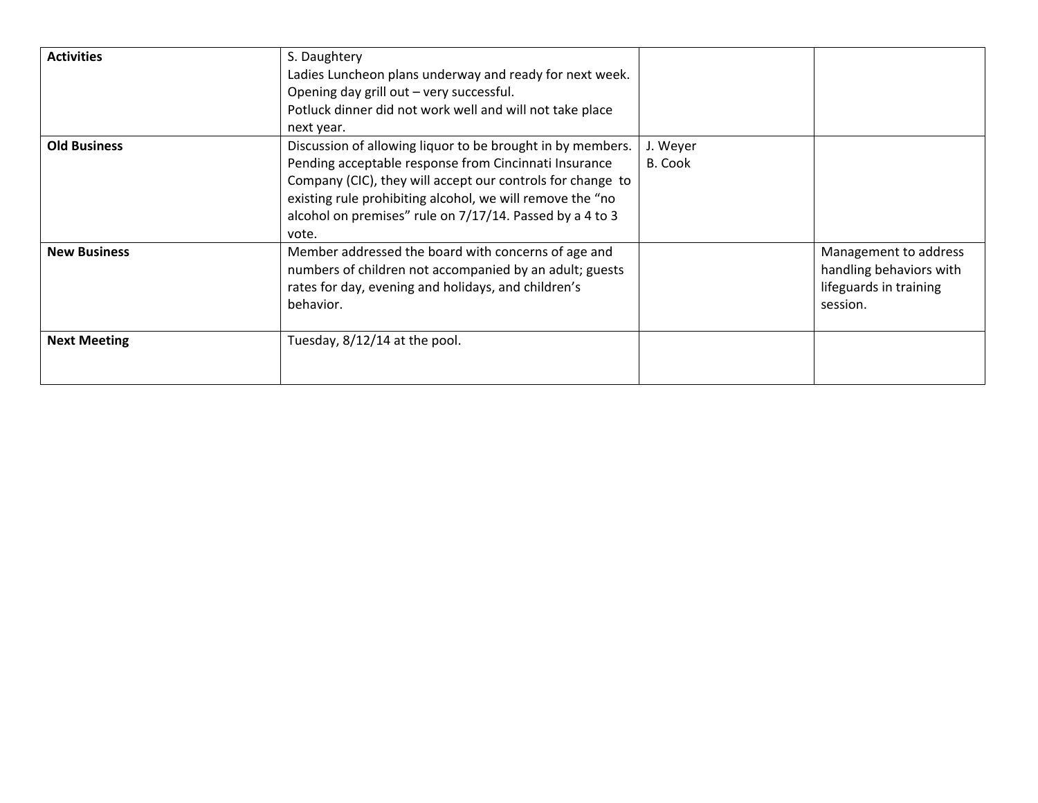| | | | |
|---|---|---|---|
| **Activities** | S. Daughtery<br>Ladies Luncheon plans underway and ready for next week.<br>Opening day grill out – very successful.<br>Potluck dinner did not work well and will not take place next year. | | |
| **Old Business** | Discussion of allowing liquor to be brought in by members. Pending acceptable response from Cincinnati Insurance Company (CIC), they will accept our controls for change to existing rule prohibiting alcohol, we will remove the "no alcohol on premises" rule on 7/17/14. Passed by a 4 to 3 vote. | J. Weyer<br>B. Cook | |
| **New Business** | Member addressed the board with concerns of age and numbers of children not accompanied by an adult; guests rates for day, evening and holidays, and children's behavior. | | Management to address handling behaviors with lifeguards in training session. |
| **Next Meeting** | Tuesday, 8/12/14 at the pool. | | |